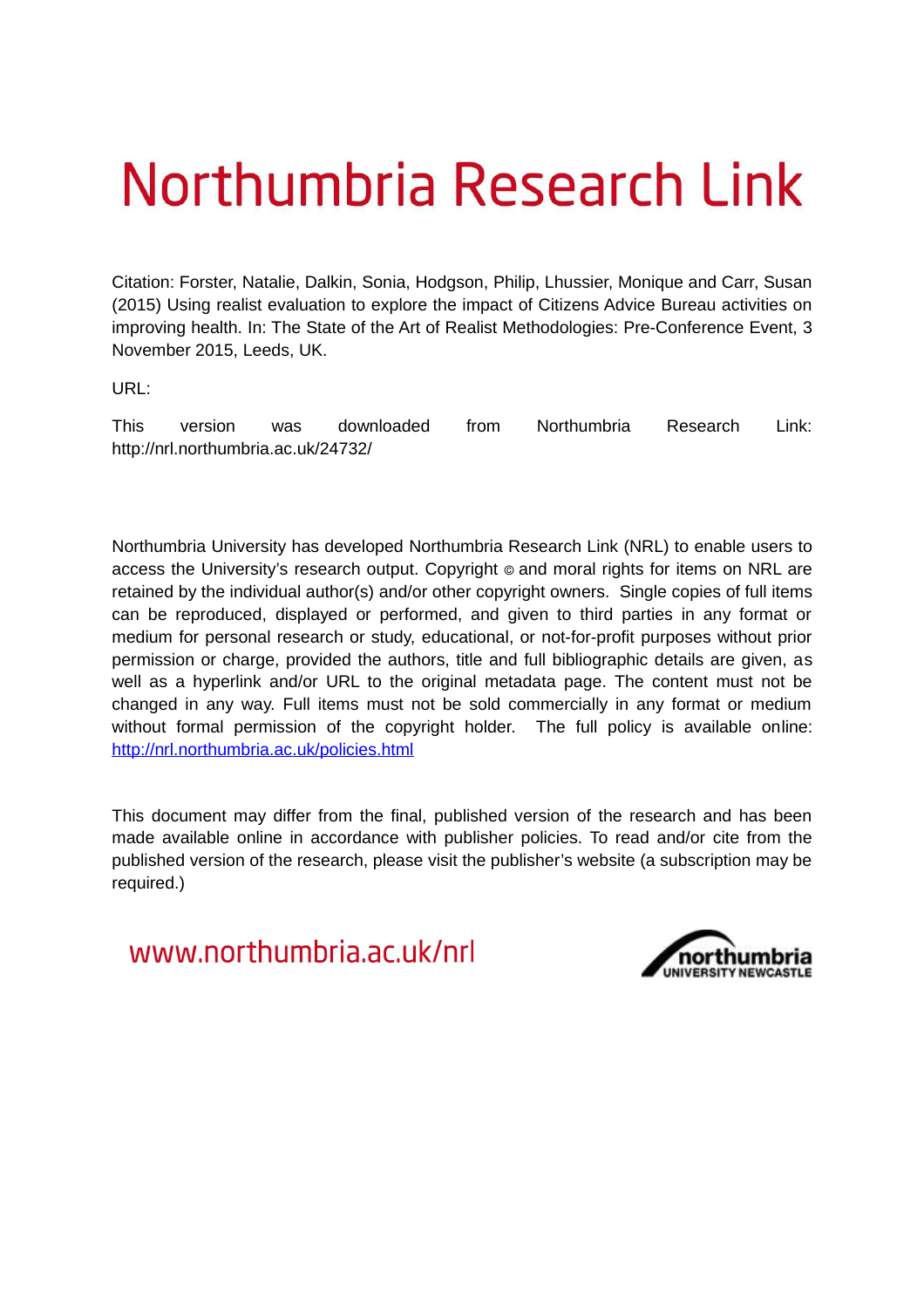# Northumbria Research Link

Citation: Forster, Natalie, Dalkin, Sonia, Hodgson, Philip, Lhussier, Monique and Carr, Susan (2015) Using realist evaluation to explore the impact of Citizens Advice Bureau activities on improving health. In: The State of the Art of Realist Methodologies: Pre-Conference Event, 3 November 2015, Leeds, UK.

URL:

This version was downloaded from Northumbria Research Link: http://nrl.northumbria.ac.uk/24732/

Northumbria University has developed Northumbria Research Link (NRL) to enable users to access the University's research output. Copyright © and moral rights for items on NRL are retained by the individual author(s) and/or other copyright owners. Single copies of full items can be reproduced, displayed or performed, and given to third parties in any format or medium for personal research or study, educational, or not-for-profit purposes without prior permission or charge, provided the authors, title and full bibliographic details are given, as well as a hyperlink and/or URL to the original metadata page. The content must not be changed in any way. Full items must not be sold commercially in any format or medium without formal permission of the copyright holder. The full policy is available online: http://nrl.northumbria.ac.uk/policies.html

This document may differ from the final, published version of the research and has been made available online in accordance with publisher policies. To read and/or cite from the published version of the research, please visit the publisher's website (a subscription may be required.)

www.northumbria.ac.uk/nrl

northumbria UNIVERSITY NEWCASTLE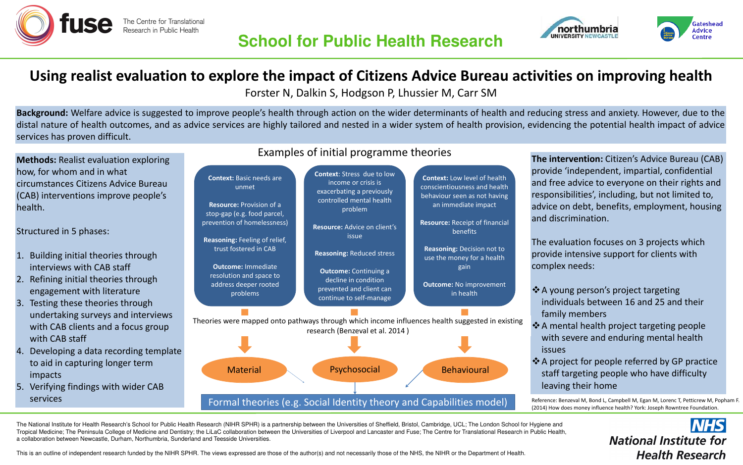fuse — The Centre for Translational Research in Public Health

## School for Public Health Research

northumbria UNIVERSITY NEWCASTLE

Gateshead Advice Centre

# Using realist evaluation to explore the impact of Citizens Advice Bureau activities on improving health

Forster N, Dalkin S, Hodgson P, Lhussier M, Carr SM

**Background:** Welfare advice is suggested to improve people's health through action on the wider determinants of health and reducing stress and anxiety. However, due to the distal nature of health outcomes, and as advice services are highly tailored and nested in a wider system of health provision, evidencing the potential health impact of advice services has proven difficult.

**Methods:** Realist evaluation exploring how, for whom and in what circumstances Citizens Advice Bureau (CAB) interventions improve people's health.

Structured in 5 phases:

1. Building initial theories through interviews with CAB staff
2. Refining initial theories through engagement with literature
3. Testing these theories through undertaking surveys and interviews with CAB clients and a focus group with CAB staff
4. Developing a data recording template to aid in capturing longer term impacts
5. Verifying findings with wider CAB services

## Examples of initial programme theories

**Context:** Basic needs are unmet

**Resource:** Provision of a stop-gap (e.g. food parcel, prevention of homelessness)

**Reasoning:** Feeling of relief, trust fostered in CAB

**Outcome:** Immediate resolution and space to address deeper rooted problems

**Context:** Stress due to low income or crisis is exacerbating a previously controlled mental health problem

**Resource:** Advice on client's issue

**Reasoning:** Reduced stress

**Outcome:** Continuing a decline in condition prevented and client can continue to self-manage

**Context:** Low level of health conscientiousness and health behaviour seen as not having an immediate impact

**Resource:** Receipt of financial benefits

**Reasoning:** Decision not to use the money for a health gain

**Outcome:** No improvement in health

Theories were mapped onto pathways through which income influences health suggested in existing research (Benzeval et al. 2014 )

Material

Psychosocial

Behavioural

Formal theories (e.g. Social Identity theory and Capabilities model)

**The intervention:** Citizen's Advice Bureau (CAB) provide 'independent, impartial, confidential and free advice to everyone on their rights and responsibilities', including, but not limited to, advice on debt, benefits, employment, housing and discrimination.

The evaluation focuses on 3 projects which provide intensive support for clients with complex needs:

- A young person's project targeting individuals between 16 and 25 and their family members
- A mental health project targeting people with severe and enduring mental health issues
- A project for people referred by GP practice staff targeting people who have difficulty leaving their home

Reference: Benzeval M, Bond L, Campbell M, Egan M, Lorenc T, Petticrew M, Popham F. (2014) How does money influence health? York: Joseph Rowntree Foundation.

The National Institute for Health Research's School for Public Health Research (NIHR SPHR) is a partnership between the Universities of Sheffield, Bristol, Cambridge, UCL; The London School for Hygiene and Tropical Medicine; The Peninsula College of Medicine and Dentistry; the LiLaC collaboration between the Universities of Liverpool and Lancaster and Fuse; The Centre for Translational Research in Public Health, a collaboration between Newcastle, Durham, Northumbria, Sunderland and Teesside Universities.

This is an outline of independent research funded by the NIHR SPHR. The views expressed are those of the author(s) and not necessarily those of the NHS, the NIHR or the Department of Health.

NHS National Institute for Health Research